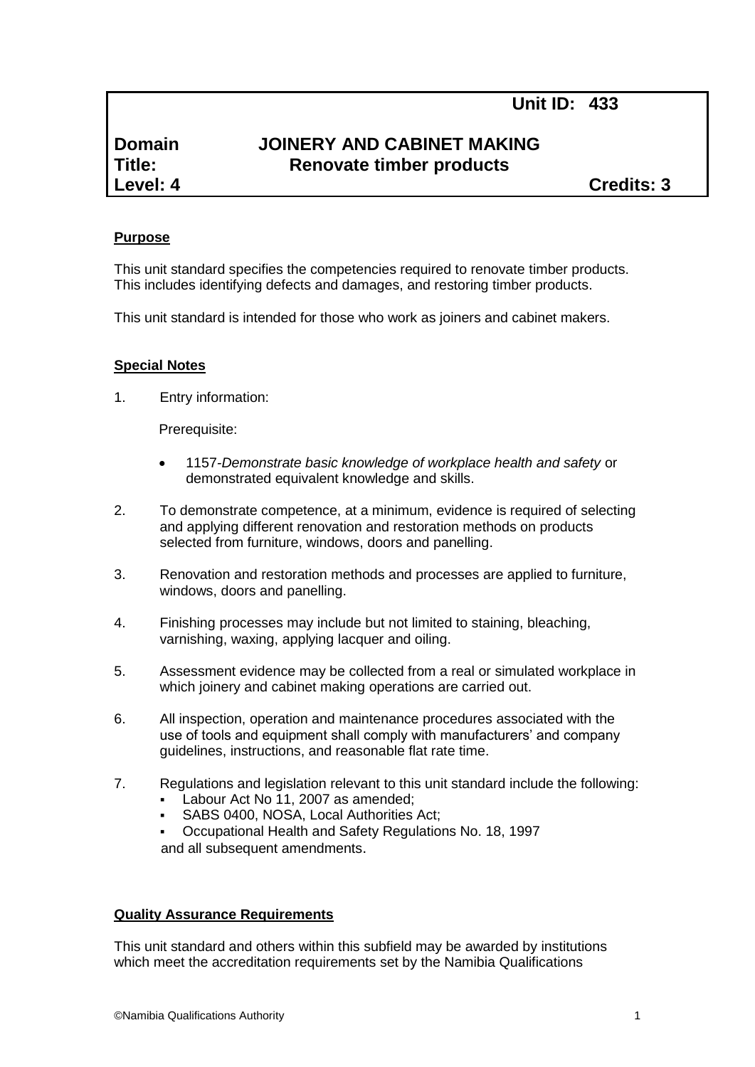**Unit ID: 433**

**Domain** **JOINERY AND CABINET MAKING**
**Title:** **Renovate timber products**
**Level: 4** **Credits: 3**

**Purpose**

This unit standard specifies the competencies required to renovate timber products. This includes identifying defects and damages, and restoring timber products.

This unit standard is intended for those who work as joiners and cabinet makers.

**Special Notes**

1. Entry information:

   Prerequisite:

   - 1157-*Demonstrate basic knowledge of workplace health and safety* or demonstrated equivalent knowledge and skills.

2. To demonstrate competence, at a minimum, evidence is required of selecting and applying different renovation and restoration methods on products selected from furniture, windows, doors and panelling.

3. Renovation and restoration methods and processes are applied to furniture, windows, doors and panelling.

4. Finishing processes may include but not limited to staining, bleaching, varnishing, waxing, applying lacquer and oiling.

5. Assessment evidence may be collected from a real or simulated workplace in which joinery and cabinet making operations are carried out.

6. All inspection, operation and maintenance procedures associated with the use of tools and equipment shall comply with manufacturers' and company guidelines, instructions, and reasonable flat rate time.

7. Regulations and legislation relevant to this unit standard include the following:
   - Labour Act No 11, 2007 as amended;
   - SABS 0400, NOSA, Local Authorities Act;
   - Occupational Health and Safety Regulations No. 18, 1997

   and all subsequent amendments.

**Quality Assurance Requirements**

This unit standard and others within this subfield may be awarded by institutions which meet the accreditation requirements set by the Namibia Qualifications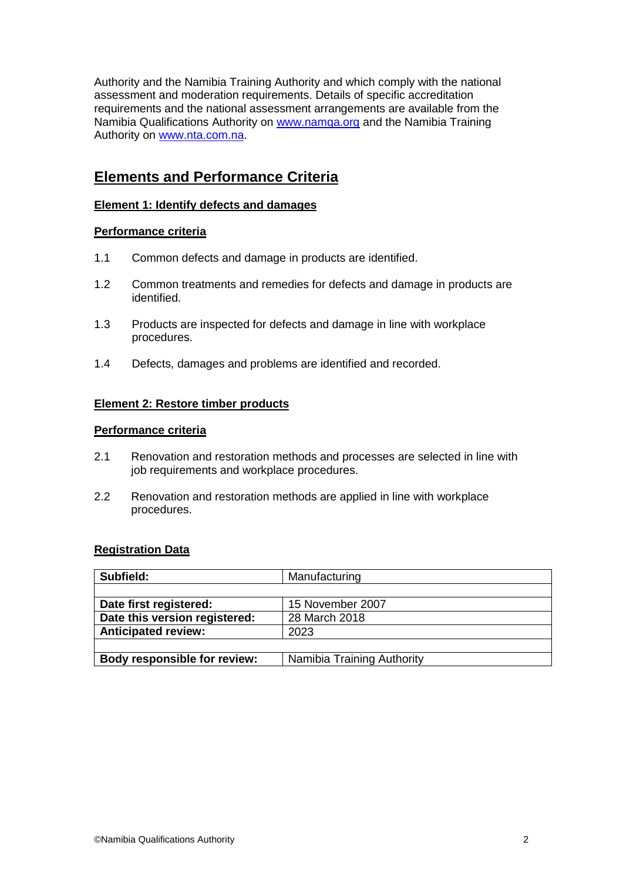Authority and the Namibia Training Authority and which comply with the national assessment and moderation requirements. Details of specific accreditation requirements and the national assessment arrangements are available from the Namibia Qualifications Authority on www.namqa.org and the Namibia Training Authority on www.nta.com.na.

## Elements and Performance Criteria

**Element 1: Identify defects and damages**

**Performance criteria**

1.1 Common defects and damage in products are identified.

1.2 Common treatments and remedies for defects and damage in products are identified.

1.3 Products are inspected for defects and damage in line with workplace procedures.

1.4 Defects, damages and problems are identified and recorded.

**Element 2: Restore timber products**

**Performance criteria**

2.1 Renovation and restoration methods and processes are selected in line with job requirements and workplace procedures.

2.2 Renovation and restoration methods are applied in line with workplace procedures.

**Registration Data**

| | |
|---|---|
| **Subfield:** | Manufacturing |
| | |
| **Date first registered:** | 15 November 2007 |
| **Date this version registered:** | 28 March 2018 |
| **Anticipated review:** | 2023 |
| | |
| **Body responsible for review:** | Namibia Training Authority |